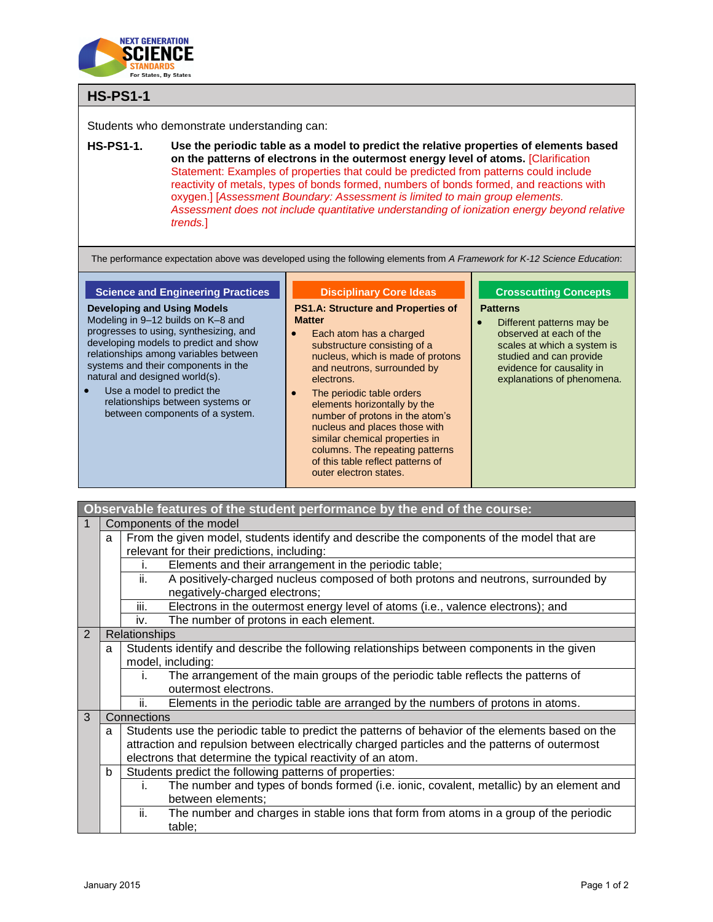# HS-PS1-1

Students who demonstrate understanding can:

**HS-PS1-1.** **Use the periodic table as a model to predict the relative properties of elements based on the patterns of electrons in the outermost energy level of atoms.** [Clarification Statement: Examples of properties that could be predicted from patterns could include reactivity of metals, types of bonds formed, numbers of bonds formed, and reactions with oxygen.] [*Assessment Boundary: Assessment is limited to main group elements. Assessment does not include quantitative understanding of ionization energy beyond relative trends.*]

The performance expectation above was developed using the following elements from *A Framework for K-12 Science Education*:

## Science and Engineering Practices

**Developing and Using Models**

Modeling in 9–12 builds on K–8 and progresses to using, synthesizing, and developing models to predict and show relationships among variables between systems and their components in the natural and designed world(s).

- Use a model to predict the relationships between systems or between components of a system.

## Disciplinary Core Ideas

**PS1.A: Structure and Properties of Matter**

- Each atom has a charged substructure consisting of a nucleus, which is made of protons and neutrons, surrounded by electrons.
- The periodic table orders elements horizontally by the number of protons in the atom's nucleus and places those with similar chemical properties in columns. The repeating patterns of this table reflect patterns of outer electron states.

## Crosscutting Concepts

**Patterns**

- Different patterns may be observed at each of the scales at which a system is studied and can provide evidence for causality in explanations of phenomena.

## Observable features of the student performance by the end of the course:

1. **Components of the model**
   a. From the given model, students identify and describe the components of the model that are relevant for their predictions, including:
      i. Elements and their arrangement in the periodic table;
      ii. A positively-charged nucleus composed of both protons and neutrons, surrounded by negatively-charged electrons;
      iii. Electrons in the outermost energy level of atoms (i.e., valence electrons); and
      iv. The number of protons in each element.
2. **Relationships**
   a. Students identify and describe the following relationships between components in the given model, including:
      i. The arrangement of the main groups of the periodic table reflects the patterns of outermost electrons.
      ii. Elements in the periodic table are arranged by the numbers of protons in atoms.
3. **Connections**
   a. Students use the periodic table to predict the patterns of behavior of the elements based on the attraction and repulsion between electrically charged particles and the patterns of outermost electrons that determine the typical reactivity of an atom.
   b. Students predict the following patterns of properties:
      i. The number and types of bonds formed (i.e. ionic, covalent, metallic) by an element and between elements;
      ii. The number and charges in stable ions that form from atoms in a group of the periodic table;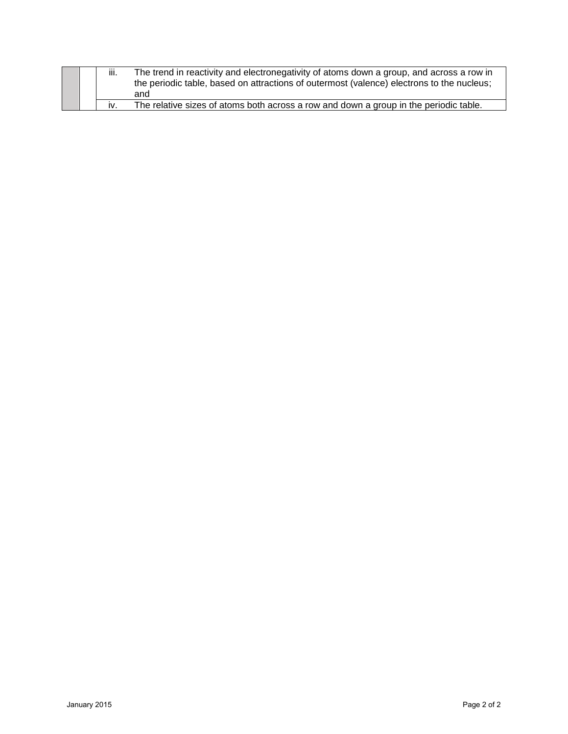| | | | |
|---|---|---|---|
| | | iii. | The trend in reactivity and electronegativity of atoms down a group, and across a row in the periodic table, based on attractions of outermost (valence) electrons to the nucleus; and |
| | | iv. | The relative sizes of atoms both across a row and down a group in the periodic table. |

January 2015